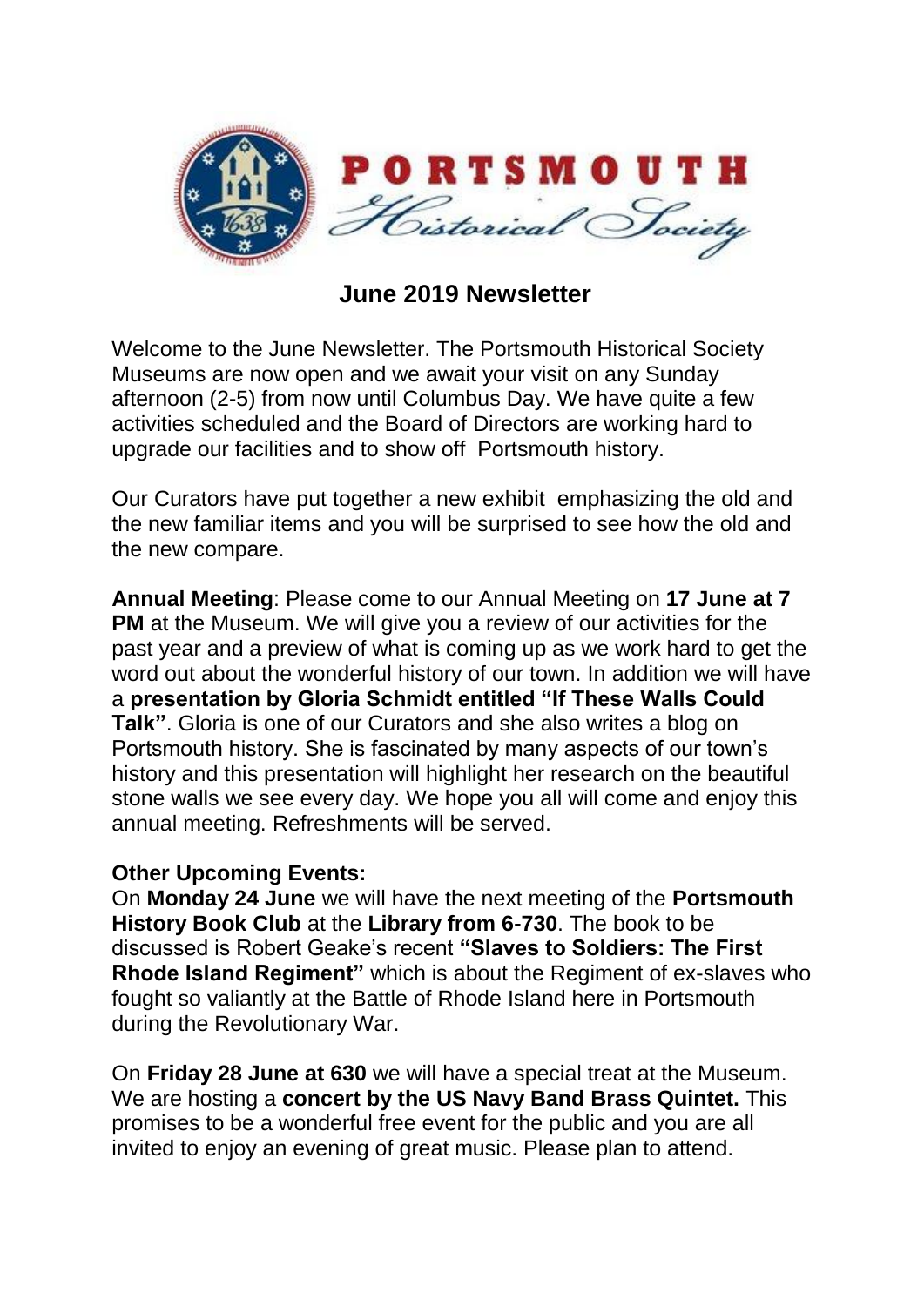PORTSMOUTH Historical Society

# June 2019 Newsletter

Welcome to the June Newsletter. The Portsmouth Historical Society Museums are now open and we await your visit on any Sunday afternoon (2-5) from now until Columbus Day. We have quite a few activities scheduled and the Board of Directors are working hard to upgrade our facilities and to show off Portsmouth history.

Our Curators have put together a new exhibit emphasizing the old and the new familiar items and you will be surprised to see how the old and the new compare.

**Annual Meeting**: Please come to our Annual Meeting on **17 June at 7 PM** at the Museum. We will give you a review of our activities for the past year and a preview of what is coming up as we work hard to get the word out about the wonderful history of our town. In addition we will have a **presentation by Gloria Schmidt entitled "If These Walls Could Talk"**. Gloria is one of our Curators and she also writes a blog on Portsmouth history. She is fascinated by many aspects of our town's history and this presentation will highlight her research on the beautiful stone walls we see every day. We hope you all will come and enjoy this annual meeting. Refreshments will be served.

**Other Upcoming Events:**

On **Monday 24 June** we will have the next meeting of the **Portsmouth History Book Club** at the **Library from 6-730**. The book to be discussed is Robert Geake's recent **"Slaves to Soldiers: The First Rhode Island Regiment"** which is about the Regiment of ex-slaves who fought so valiantly at the Battle of Rhode Island here in Portsmouth during the Revolutionary War.

On **Friday 28 June at 630** we will have a special treat at the Museum. We are hosting a **concert by the US Navy Band Brass Quintet.** This promises to be a wonderful free event for the public and you are all invited to enjoy an evening of great music. Please plan to attend.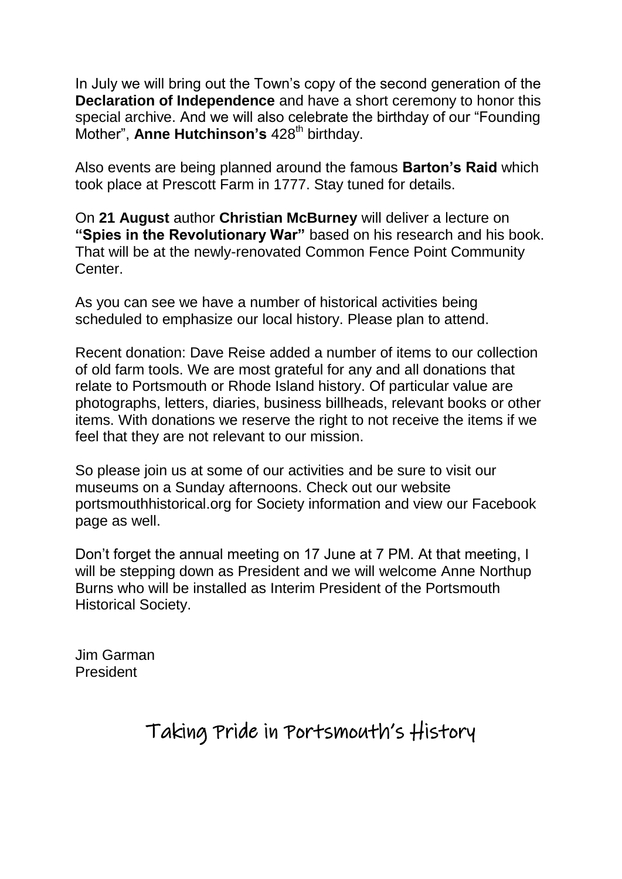In July we will bring out the Town's copy of the second generation of the **Declaration of Independence** and have a short ceremony to honor this special archive. And we will also celebrate the birthday of our "Founding Mother", **Anne Hutchinson's** 428th birthday.

Also events are being planned around the famous **Barton's Raid** which took place at Prescott Farm in 1777. Stay tuned for details.

On **21 August** author **Christian McBurney** will deliver a lecture on **"Spies in the Revolutionary War"** based on his research and his book. That will be at the newly-renovated Common Fence Point Community Center.

As you can see we have a number of historical activities being scheduled to emphasize our local history. Please plan to attend.

Recent donation: Dave Reise added a number of items to our collection of old farm tools. We are most grateful for any and all donations that relate to Portsmouth or Rhode Island history. Of particular value are photographs, letters, diaries, business billheads, relevant books or other items. With donations we reserve the right to not receive the items if we feel that they are not relevant to our mission.

So please join us at some of our activities and be sure to visit our museums on a Sunday afternoons. Check out our website portsmouthhistorical.org for Society information and view our Facebook page as well.

Don't forget the annual meeting on 17 June at 7 PM. At that meeting, I will be stepping down as President and we will welcome Anne Northup Burns who will be installed as Interim President of the Portsmouth Historical Society.

Jim Garman
President

Taking Pride in Portsmouth's History